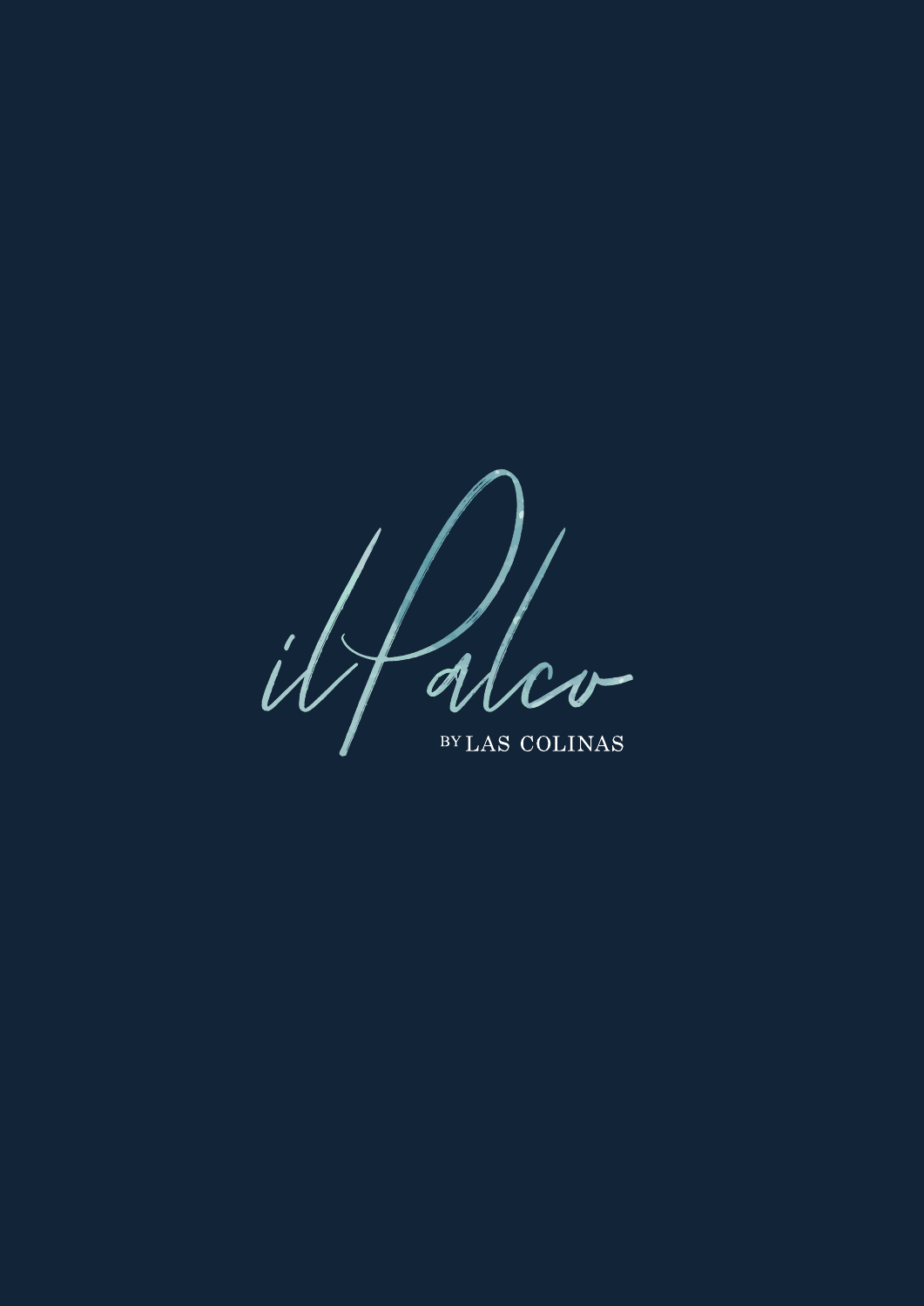# il Palco

BY LAS COLINAS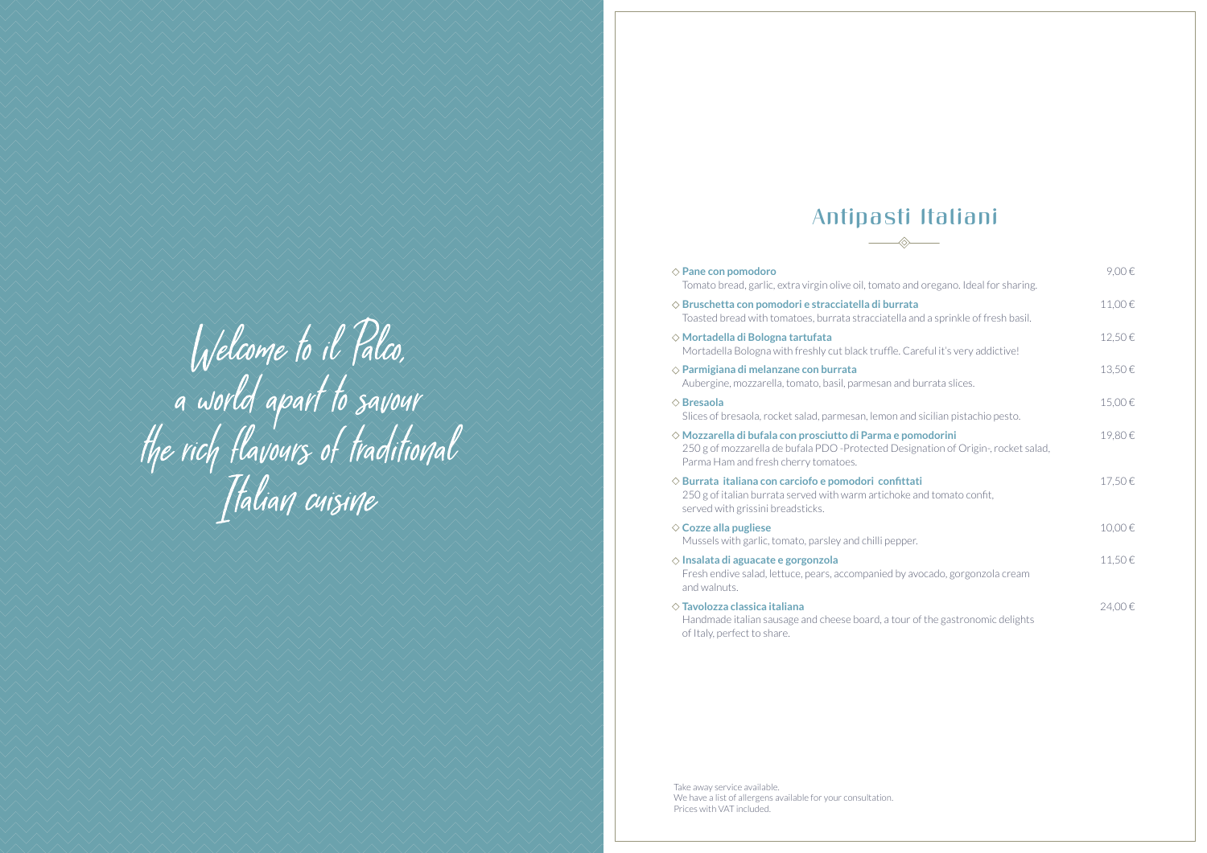Welcome to il Palco,
a world apart to savour
the rich flavours of traditional
Italian cuisine

## Antipasti Italiani

◇ **Pane con pomodoro** — 9,00 €
Tomato bread, garlic, extra virgin olive oil, tomato and oregano. Ideal for sharing.

◇ **Bruschetta con pomodori e stracciatella di burrata** — 11,00 €
Toasted bread with tomatoes, burrata stracciatella and a sprinkle of fresh basil.

◇ **Mortadella di Bologna tartufata** — 12,50 €
Mortadella Bologna with freshly cut black truffle. Careful it's very addictive!

◇ **Parmigiana di melanzane con burrata** — 13,50 €
Aubergine, mozzarella, tomato, basil, parmesan and burrata slices.

◇ **Bresaola** — 15,00 €
Slices of bresaola, rocket salad, parmesan, lemon and sicilian pistachio pesto.

◇ **Mozzarella di bufala con prosciutto di Parma e pomodorini** — 19,80 €
250 g of mozzarella de bufala PDO -Protected Designation of Origin-, rocket salad, Parma Ham and fresh cherry tomatoes.

◇ **Burrata italiana con carciofo e pomodori confittati** — 17,50 €
250 g of italian burrata served with warm artichoke and tomato confit, served with grissini breadsticks.

◇ **Cozze alla pugliese** — 10,00 €
Mussels with garlic, tomato, parsley and chilli pepper.

◇ **Insalata di aguacate e gorgonzola** — 11,50 €
Fresh endive salad, lettuce, pears, accompanied by avocado, gorgonzola cream and walnuts.

◇ **Tavolozza classica italiana** — 24,00 €
Handmade italian sausage and cheese board, a tour of the gastronomic delights of Italy, perfect to share.

Take away service available.
We have a list of allergens available for your consultation.
Prices with VAT included.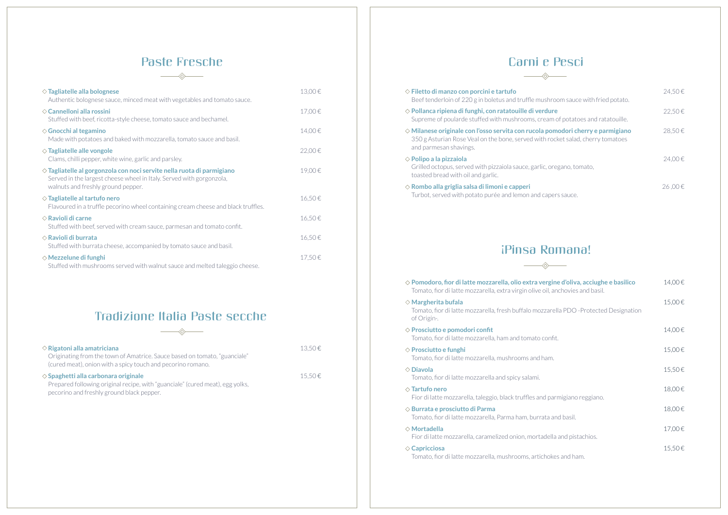## Paste Fresche

- **Tagliatelle alla bolognese** — 13,00 €
  Authentic bolognese sauce, minced meat with vegetables and tomato sauce.
- **Cannelloni alla rossini** — 17,00 €
  Stuffed with beef, ricotta-style cheese, tomato sauce and bechamel.
- **Gnocchi al tegamino** — 14,00 €
  Made with potatoes and baked with mozzarella, tomato sauce and basil.
- **Tagliatelle alle vongole** — 22,00 €
  Clams, chilli pepper, white wine, garlic and parsley.
- **Tagliatelle al gorgonzola con noci servite nella ruota di parmigiano** — 19,00 €
  Served in the largest cheese wheel in Italy. Served with gorgonzola, walnuts and freshly ground pepper.
- **Tagliatelle al tartufo nero** — 16,50 €
  Flavoured in a truffle pecorino wheel containing cream cheese and black truffles.
- **Ravioli di carne** — 16,50 €
  Stuffed with beef, served with cream sauce, parmesan and tomato confit.
- **Ravioli di burrata** — 16,50 €
  Stuffed with burrata cheese, accompanied by tomato sauce and basil.
- **Mezzelune di funghi** — 17,50 €
  Stuffed with mushrooms served with walnut sauce and melted taleggio cheese.

## Tradizione Italia Paste secche

- **Rigatoni alla amatriciana** — 13,50 €
  Originating from the town of Amatrice. Sauce based on tomato, "guanciale" (cured meat), onion with a spicy touch and pecorino romano.
- **Spaghetti alla carbonara originale** — 15,50 €
  Prepared following original recipe, with "guanciale" (cured meat), egg yolks, pecorino and freshly ground black pepper.

## Carni e Pesci

- **Filetto di manzo con porcini e tartufo** — 24,50 €
  Beef tenderloin of 220 g in boletus and truffle mushroom sauce with fried potato.
- **Pollanca ripiena di funghi, con ratatouille di verdure** — 22,50 €
  Supreme of poularde stuffed with mushrooms, cream of potatoes and ratatouille.
- **Milanese originale con l'osso servita con rucola pomodori cherry e parmigiano** — 28,50 €
  350 g Asturian Rose Veal on the bone, served with rocket salad, cherry tomatoes and parmesan shavings.
- **Polipo a la pizzaiola** — 24,00 €
  Grilled octopus, served with pizzaiola sauce, garlic, oregano, tomato, toasted bread with oil and garlic.
- **Rombo alla griglia salsa di limoni e capperi** — 26 ,00 €
  Turbot, served with potato purée and lemon and capers sauce.

## ¡Pinsa Romana!

- **Pomodoro, fior di latte mozzarella, olio extra vergine d'oliva, acciughe e basilico** — 14,00 €
  Tomato, fior di latte mozzarella, extra virgin olive oil, anchovies and basil.
- **Margherita bufala** — 15,00 €
  Tomato, fior di latte mozzarella, fresh buffalo mozzarella PDO -Protected Designation of Origin-.
- **Prosciutto e pomodori confit** — 14,00 €
  Tomato, fior di latte mozzarella, ham and tomato confit.
- **Prosciutto e funghi** — 15,00 €
  Tomato, fior di latte mozzarella, mushrooms and ham.
- **Diavola** — 15,50 €
  Tomato, fior di latte mozzarella and spicy salami.
- **Tartufo nero** — 18,00 €
  Fior di latte mozzarella, taleggio, black truffles and parmigiano reggiano.
- **Burrata e prosciutto di Parma** — 18,00 €
  Tomato, fior di latte mozzarella, Parma ham, burrata and basil.
- **Mortadella** — 17,00 €
  Fior di latte mozzarella, caramelized onion, mortadella and pistachios.
- **Capricciosa** — 15,50 €
  Tomato, fior di latte mozzarella, mushrooms, artichokes and ham.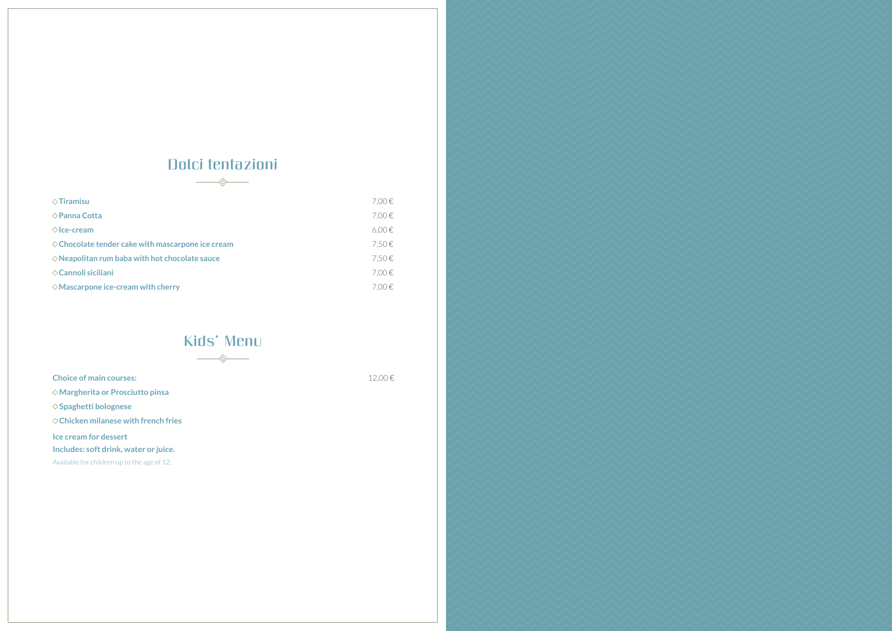## Dolci tentazioni

| | |
|---|---|
| ◇ **Tiramisu** | 7,00 € |
| ◇ **Panna Cotta** | 7,00 € |
| ◇ **Ice-cream** | 6,00 € |
| ◇ **Chocolate tender cake with mascarpone ice cream** | 7,50 € |
| ◇ **Neapolitan rum baba with hot chocolate sauce** | 7,50 € |
| ◇ **Cannoli siciliani** | 7,00 € |
| ◇ **Mascarpone ice-cream with cherry** | 7,00 € |

## Kids' Menu

**Choice of main courses:** 12,00 €

◇ **Margherita or Prosciutto pinsa**

◇ **Spaghetti bolognese**

◇ **Chicken milanese with french fries**

**Ice cream for dessert**

**Includes: soft drink, water or juice.**

Available for children up to the age of 12.